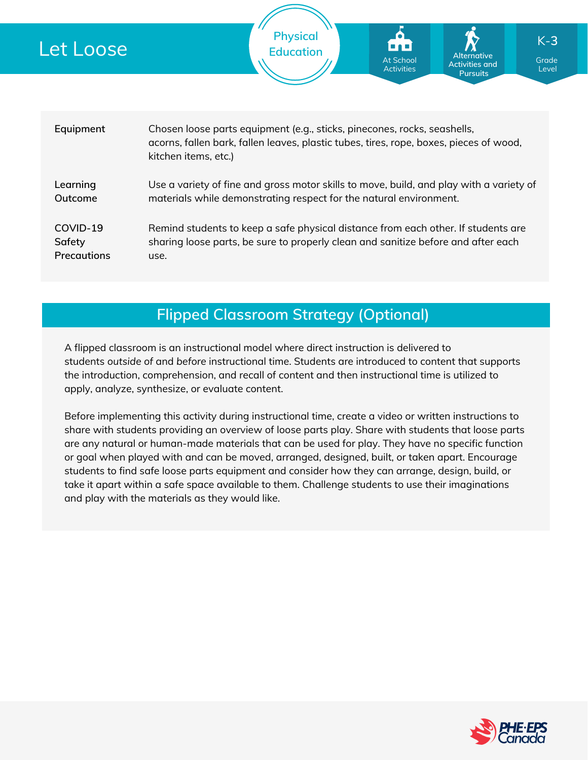# Let Loose

Physical Education

At School Activities | Alternative Activities and Pursuits | K-3 Grade Level

| | |
|---|---|
| **Equipment** | Chosen loose parts equipment (e.g., sticks, pinecones, rocks, seashells, acorns, fallen bark, fallen leaves, plastic tubes, tires, rope, boxes, pieces of wood, kitchen items, etc.) |
| **Learning Outcome** | Use a variety of fine and gross motor skills to move, build, and play with a variety of materials while demonstrating respect for the natural environment. |
| **COVID-19 Safety Precautions** | Remind students to keep a safe physical distance from each other. If students are sharing loose parts, be sure to properly clean and sanitize before and after each use. |

## Flipped Classroom Strategy (Optional)

A flipped classroom is an instructional model where direct instruction is delivered to students *outside of* and *before* instructional time. Students are introduced to content that supports the introduction, comprehension, and recall of content and then instructional time is utilized to apply, analyze, synthesize, or evaluate content.

Before implementing this activity during instructional time, create a video or written instructions to share with students providing an overview of loose parts play. Share with students that loose parts are any natural or human-made materials that can be used for play. They have no specific function or goal when played with and can be moved, arranged, designed, built, or taken apart. Encourage students to find safe loose parts equipment and consider how they can arrange, design, build, or take it apart within a safe space available to them. Challenge students to use their imaginations and play with the materials as they would like.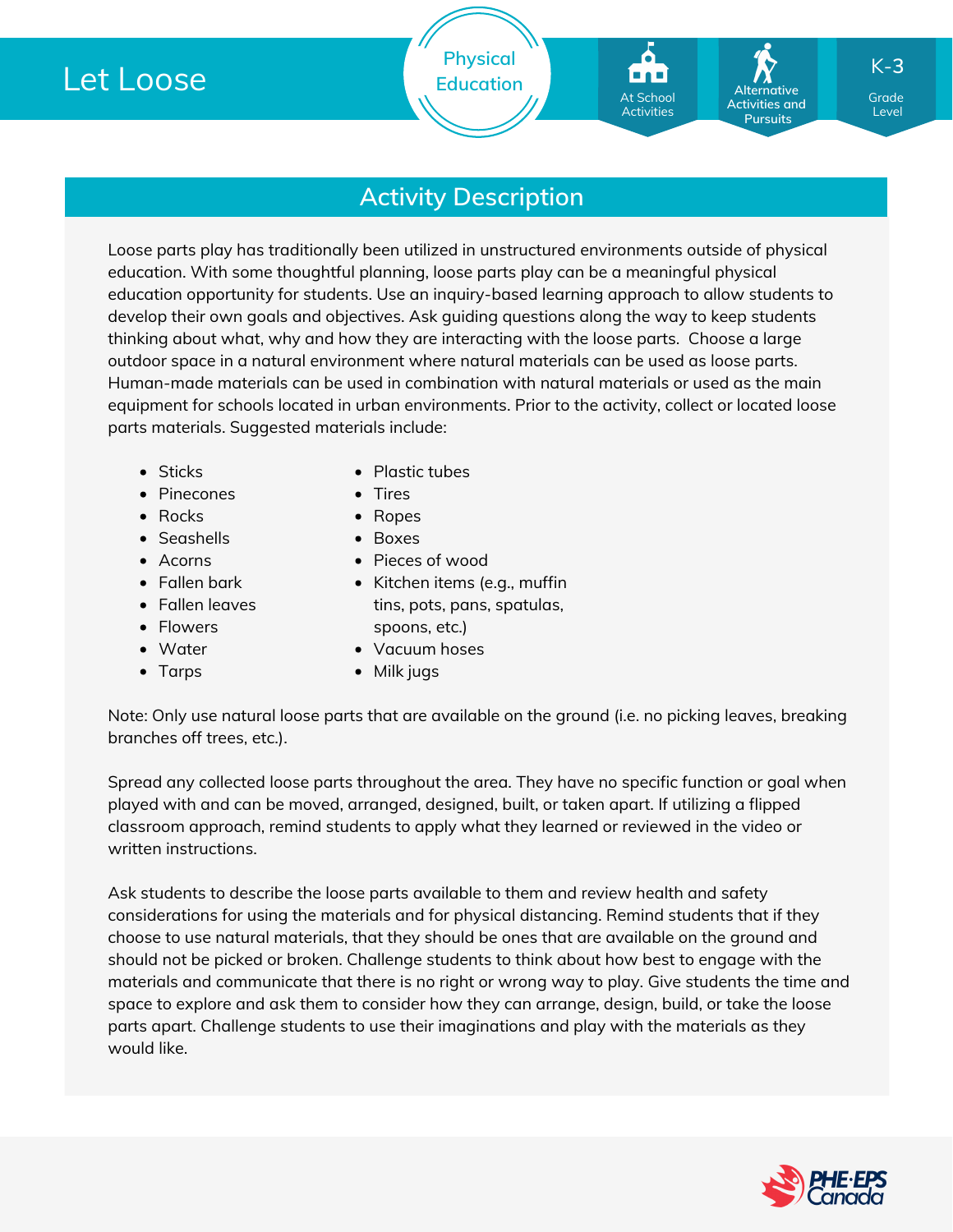# Let Loose

Physical Education

At School Activities | Alternative Activities and Pursuits | K-3 Grade Level

## Activity Description

Loose parts play has traditionally been utilized in unstructured environments outside of physical education. With some thoughtful planning, loose parts play can be a meaningful physical education opportunity for students. Use an inquiry-based learning approach to allow students to develop their own goals and objectives. Ask guiding questions along the way to keep students thinking about what, why and how they are interacting with the loose parts. Choose a large outdoor space in a natural environment where natural materials can be used as loose parts. Human-made materials can be used in combination with natural materials or used as the main equipment for schools located in urban environments. Prior to the activity, collect or located loose parts materials. Suggested materials include:

- Sticks
- Pinecones
- Rocks
- Seashells
- Acorns
- Fallen bark
- Fallen leaves
- Flowers
- Water
- Tarps
- Plastic tubes
- Tires
- Ropes
- Boxes
- Pieces of wood
- Kitchen items (e.g., muffin tins, pots, pans, spatulas, spoons, etc.)
- Vacuum hoses
- Milk jugs

Note: Only use natural loose parts that are available on the ground (i.e. no picking leaves, breaking branches off trees, etc.).

Spread any collected loose parts throughout the area. They have no specific function or goal when played with and can be moved, arranged, designed, built, or taken apart. If utilizing a flipped classroom approach, remind students to apply what they learned or reviewed in the video or written instructions.

Ask students to describe the loose parts available to them and review health and safety considerations for using the materials and for physical distancing. Remind students that if they choose to use natural materials, that they should be ones that are available on the ground and should not be picked or broken. Challenge students to think about how best to engage with the materials and communicate that there is no right or wrong way to play. Give students the time and space to explore and ask them to consider how they can arrange, design, build, or take the loose parts apart. Challenge students to use their imaginations and play with the materials as they would like.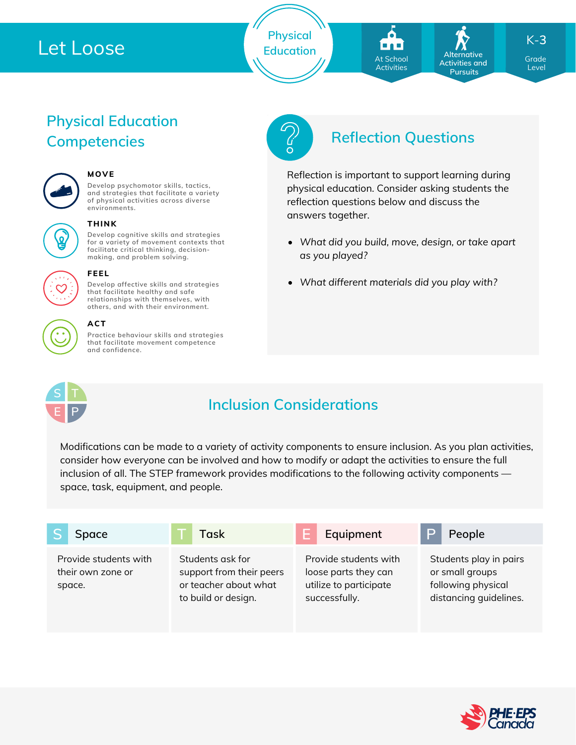# Let Loose

Physical Education

At School Activities | Alternative Activities and Pursuits | K-3 Grade Level

## Physical Education Competencies

**MOVE**

Develop psychomotor skills, tactics, and strategies that facilitate a variety of physical activities across diverse environments.

**THINK**

Develop cognitive skills and strategies for a variety of movement contexts that facilitate critical thinking, decision-making, and problem solving.

**FEEL**

Develop affective skills and strategies that facilitate healthy and safe relationships with themselves, with others, and with their environment.

**ACT**

Practice behaviour skills and strategies that facilitate movement competence and confidence.

## Reflection Questions

Reflection is important to support learning during physical education. Consider asking students the reflection questions below and discuss the answers together.

- *What did you build, move, design, or take apart as you played?*
- *What different materials did you play with?*

## Inclusion Considerations

Modifications can be made to a variety of activity components to ensure inclusion. As you plan activities, consider how everyone can be involved and how to modify or adapt the activities to ensure the full inclusion of all. The STEP framework provides modifications to the following activity components — space, task, equipment, and people.

| S Space | T Task | E Equipment | P People |
|---|---|---|---|
| Provide students with their own zone or space. | Students ask for support from their peers or teacher about what to build or design. | Provide students with loose parts they can utilize to participate successfully. | Students play in pairs or small groups following physical distancing guidelines. |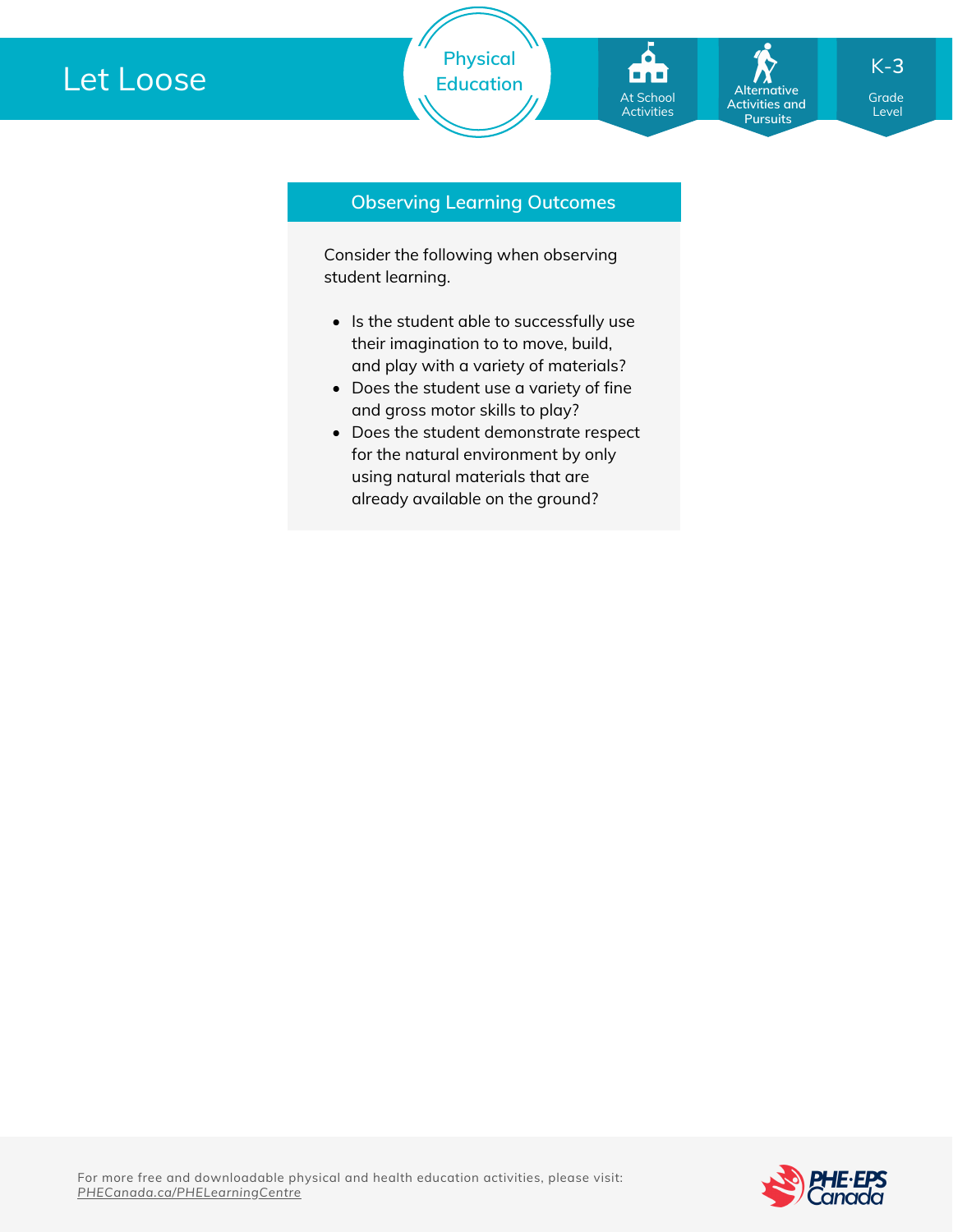# Let Loose

Physical Education

At School Activities

Alternative Activities and Pursuits

K-3 Grade Level

## Observing Learning Outcomes

Consider the following when observing student learning.

- Is the student able to successfully use their imagination to to move, build, and play with a variety of materials?
- Does the student use a variety of fine and gross motor skills to play?
- Does the student demonstrate respect for the natural environment by only using natural materials that are already available on the ground?

For more free and downloadable physical and health education activities, please visit: PHECanada.ca/PHELearningCentre